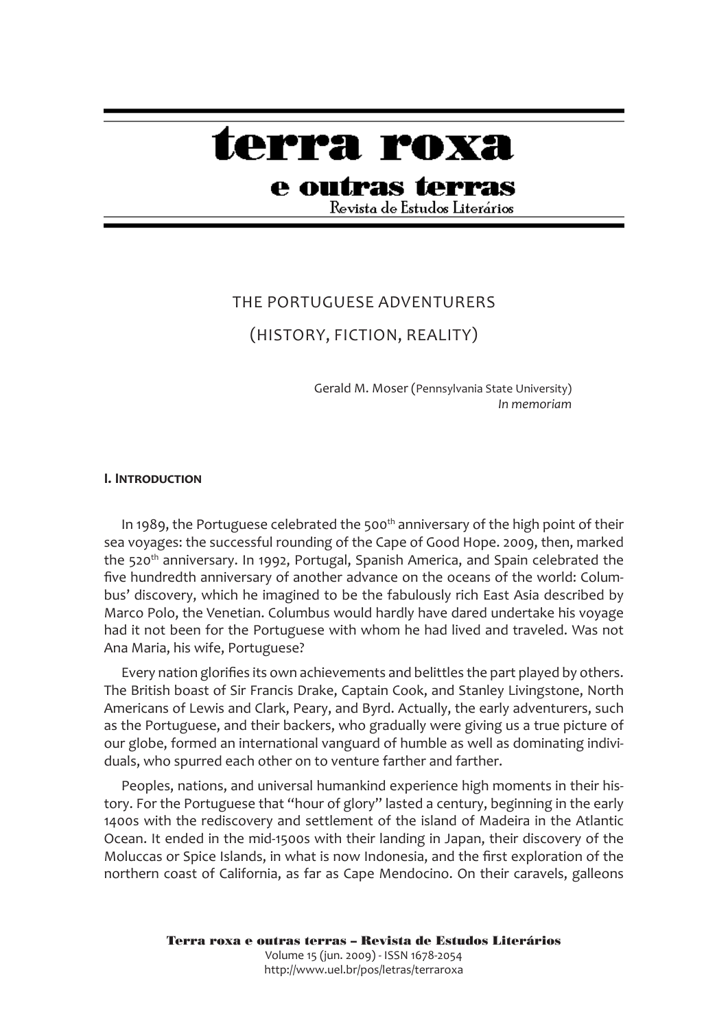# terra roxa

## e outras terras

Revista de Estudos Literários

# THE PORTUGUESE ADVENTURERS

# (HISTORY, FICTION, REALITY)

Gerald M. Moser (Pennsylvania State University)
*In memoriam*

### I. Introduction

In 1989, the Portuguese celebrated the 500th anniversary of the high point of their sea voyages: the successful rounding of the Cape of Good Hope. 2009, then, marked the 520th anniversary. In 1992, Portugal, Spanish America, and Spain celebrated the five hundredth anniversary of another advance on the oceans of the world: Columbus' discovery, which he imagined to be the fabulously rich East Asia described by Marco Polo, the Venetian. Columbus would hardly have dared undertake his voyage had it not been for the Portuguese with whom he had lived and traveled. Was not Ana Maria, his wife, Portuguese?

Every nation glorifies its own achievements and belittles the part played by others. The British boast of Sir Francis Drake, Captain Cook, and Stanley Livingstone, North Americans of Lewis and Clark, Peary, and Byrd. Actually, the early adventurers, such as the Portuguese, and their backers, who gradually were giving us a true picture of our globe, formed an international vanguard of humble as well as dominating individuals, who spurred each other on to venture farther and farther.

Peoples, nations, and universal humankind experience high moments in their history. For the Portuguese that "hour of glory" lasted a century, beginning in the early 1400s with the rediscovery and settlement of the island of Madeira in the Atlantic Ocean. It ended in the mid-1500s with their landing in Japan, their discovery of the Moluccas or Spice Islands, in what is now Indonesia, and the first exploration of the northern coast of California, as far as Cape Mendocino. On their caravels, galleons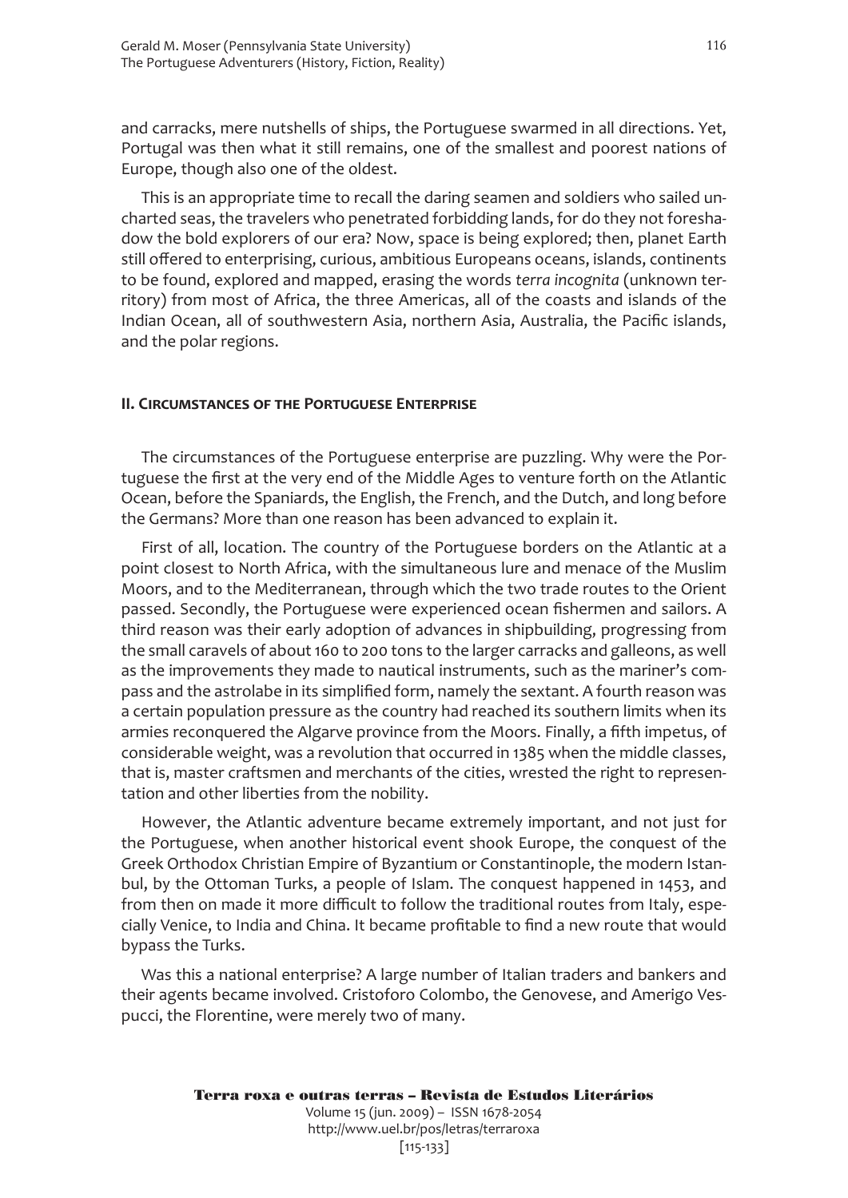and carracks, mere nutshells of ships, the Portuguese swarmed in all directions. Yet, Portugal was then what it still remains, one of the smallest and poorest nations of Europe, though also one of the oldest.

This is an appropriate time to recall the daring seamen and soldiers who sailed uncharted seas, the travelers who penetrated forbidding lands, for do they not foreshadow the bold explorers of our era? Now, space is being explored; then, planet Earth still offered to enterprising, curious, ambitious Europeans oceans, islands, continents to be found, explored and mapped, erasing the words *terra incognita* (unknown territory) from most of Africa, the three Americas, all of the coasts and islands of the Indian Ocean, all of southwestern Asia, northern Asia, Australia, the Pacific islands, and the polar regions.

## II. Circumstances of the Portuguese Enterprise

The circumstances of the Portuguese enterprise are puzzling. Why were the Portuguese the first at the very end of the Middle Ages to venture forth on the Atlantic Ocean, before the Spaniards, the English, the French, and the Dutch, and long before the Germans? More than one reason has been advanced to explain it.

First of all, location. The country of the Portuguese borders on the Atlantic at a point closest to North Africa, with the simultaneous lure and menace of the Muslim Moors, and to the Mediterranean, through which the two trade routes to the Orient passed. Secondly, the Portuguese were experienced ocean fishermen and sailors. A third reason was their early adoption of advances in shipbuilding, progressing from the small caravels of about 160 to 200 tons to the larger carracks and galleons, as well as the improvements they made to nautical instruments, such as the mariner's compass and the astrolabe in its simplified form, namely the sextant. A fourth reason was a certain population pressure as the country had reached its southern limits when its armies reconquered the Algarve province from the Moors. Finally, a fifth impetus, of considerable weight, was a revolution that occurred in 1385 when the middle classes, that is, master craftsmen and merchants of the cities, wrested the right to representation and other liberties from the nobility.

However, the Atlantic adventure became extremely important, and not just for the Portuguese, when another historical event shook Europe, the conquest of the Greek Orthodox Christian Empire of Byzantium or Constantinople, the modern Istanbul, by the Ottoman Turks, a people of Islam. The conquest happened in 1453, and from then on made it more difficult to follow the traditional routes from Italy, especially Venice, to India and China. It became profitable to find a new route that would bypass the Turks.

Was this a national enterprise? A large number of Italian traders and bankers and their agents became involved. Cristoforo Colombo, the Genovese, and Amerigo Vespucci, the Florentine, were merely two of many.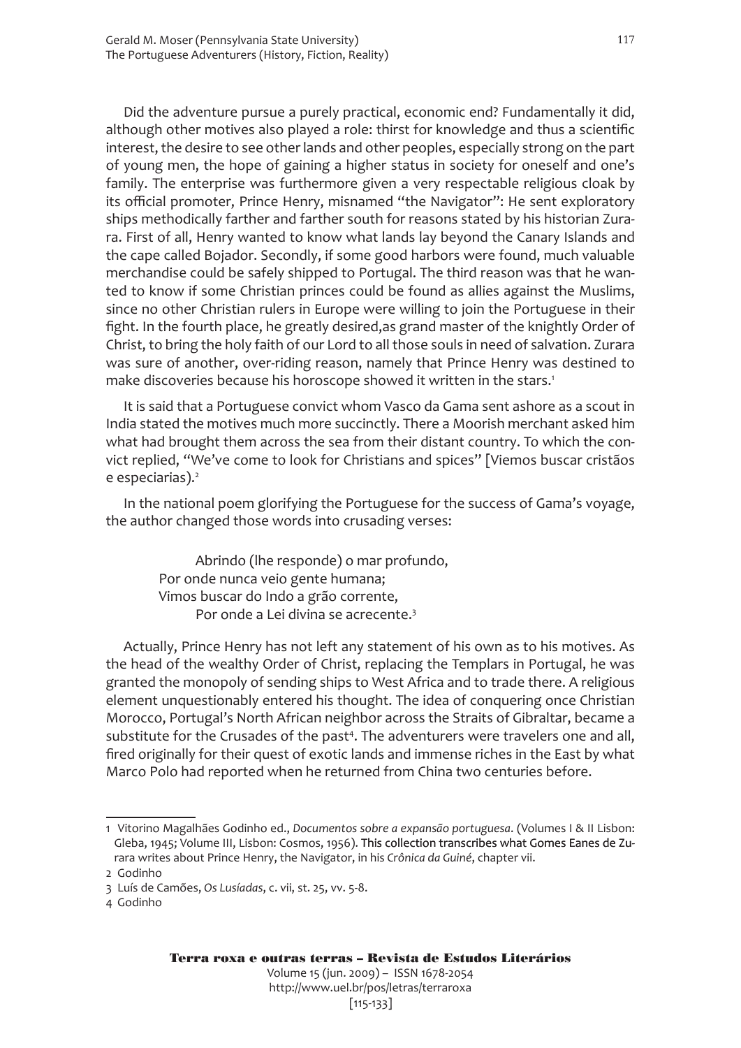Did the adventure pursue a purely practical, economic end? Fundamentally it did, although other motives also played a role: thirst for knowledge and thus a scientific interest, the desire to see other lands and other peoples, especially strong on the part of young men, the hope of gaining a higher status in society for oneself and one's family. The enterprise was furthermore given a very respectable religious cloak by its official promoter, Prince Henry, misnamed "the Navigator": He sent exploratory ships methodically farther and farther south for reasons stated by his historian Zurara. First of all, Henry wanted to know what lands lay beyond the Canary Islands and the cape called Bojador. Secondly, if some good harbors were found, much valuable merchandise could be safely shipped to Portugal. The third reason was that he wanted to know if some Christian princes could be found as allies against the Muslims, since no other Christian rulers in Europe were willing to join the Portuguese in their fight. In the fourth place, he greatly desired,as grand master of the knightly Order of Christ, to bring the holy faith of our Lord to all those souls in need of salvation. Zurara was sure of another, over-riding reason, namely that Prince Henry was destined to make discoveries because his horoscope showed it written in the stars.[1]

It is said that a Portuguese convict whom Vasco da Gama sent ashore as a scout in India stated the motives much more succinctly. There a Moorish merchant asked him what had brought them across the sea from their distant country. To which the convict replied, "We've come to look for Christians and spices" [Viemos buscar cristãos e especiarias).[2]

In the national poem glorifying the Portuguese for the success of Gama's voyage, the author changed those words into crusading verses:

> Abrindo (lhe responde) o mar profundo,
> Por onde nunca veio gente humana;
> Vimos buscar do Indo a grão corrente,
> Por onde a Lei divina se acrecente.[3]

Actually, Prince Henry has not left any statement of his own as to his motives. As the head of the wealthy Order of Christ, replacing the Templars in Portugal, he was granted the monopoly of sending ships to West Africa and to trade there. A religious element unquestionably entered his thought. The idea of conquering once Christian Morocco, Portugal's North African neighbor across the Straits of Gibraltar, became a substitute for the Crusades of the past[4]. The adventurers were travelers one and all, fired originally for their quest of exotic lands and immense riches in the East by what Marco Polo had reported when he returned from China two centuries before.

---

1 Vitorino Magalhães Godinho ed., *Documentos sobre a expansão portuguesa*. (Volumes I & II Lisbon: Gleba, 1945; Volume III, Lisbon: Cosmos, 1956). This collection transcribes what Gomes Eanes de Zurara writes about Prince Henry, the Navigator, in his *Crônica da Guiné*, chapter vii.

2 Godinho

3 Luís de Camões, *Os Lusíadas*, c. vii, st. 25, vv. 5-8.

4 Godinho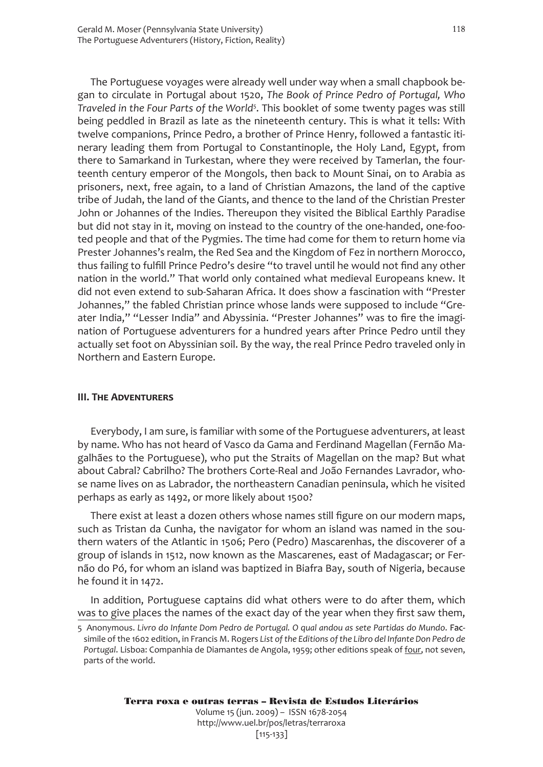The Portuguese voyages were already well under way when a small chapbook began to circulate in Portugal about 1520, *The Book of Prince Pedro of Portugal, Who Traveled in the Four Parts of the World*[5]. This booklet of some twenty pages was still being peddled in Brazil as late as the nineteenth century. This is what it tells: With twelve companions, Prince Pedro, a brother of Prince Henry, followed a fantastic itinerary leading them from Portugal to Constantinople, the Holy Land, Egypt, from there to Samarkand in Turkestan, where they were received by Tamerlan, the fourteenth century emperor of the Mongols, then back to Mount Sinai, on to Arabia as prisoners, next, free again, to a land of Christian Amazons, the land of the captive tribe of Judah, the land of the Giants, and thence to the land of the Christian Prester John or Johannes of the Indies. Thereupon they visited the Biblical Earthly Paradise but did not stay in it, moving on instead to the country of the one-handed, one-footed people and that of the Pygmies. The time had come for them to return home via Prester Johannes's realm, the Red Sea and the Kingdom of Fez in northern Morocco, thus failing to fulfill Prince Pedro's desire "to travel until he would not find any other nation in the world." That world only contained what medieval Europeans knew. It did not even extend to sub-Saharan Africa. It does show a fascination with "Prester Johannes," the fabled Christian prince whose lands were supposed to include "Greater India," "Lesser India" and Abyssinia. "Prester Johannes" was to fire the imagination of Portuguese adventurers for a hundred years after Prince Pedro until they actually set foot on Abyssinian soil. By the way, the real Prince Pedro traveled only in Northern and Eastern Europe.

## III. The Adventurers

Everybody, I am sure, is familiar with some of the Portuguese adventurers, at least by name. Who has not heard of Vasco da Gama and Ferdinand Magellan (Fernão Magalhães to the Portuguese), who put the Straits of Magellan on the map? But what about Cabral? Cabrilho? The brothers Corte-Real and João Fernandes Lavrador, whose name lives on as Labrador, the northeastern Canadian peninsula, which he visited perhaps as early as 1492, or more likely about 1500?

There exist at least a dozen others whose names still figure on our modern maps, such as Tristan da Cunha, the navigator for whom an island was named in the southern waters of the Atlantic in 1506; Pero (Pedro) Mascarenhas, the discoverer of a group of islands in 1512, now known as the Mascarenes, east of Madagascar; or Fernão do Pó, for whom an island was baptized in Biafra Bay, south of Nigeria, because he found it in 1472.

In addition, Portuguese captains did what others were to do after them, which was to give places the names of the exact day of the year when they first saw them,

5 Anonymous. *Livro do Infante Dom Pedro de Portugal. O qual andou as sete Partidas do Mundo*. Facsimile of the 1602 edition, in Francis M. Rogers *List of the Editions of the Libro del Infante Don Pedro de Portugal*. Lisboa: Companhia de Diamantes de Angola, 1959; other editions speak of four, not seven, parts of the world.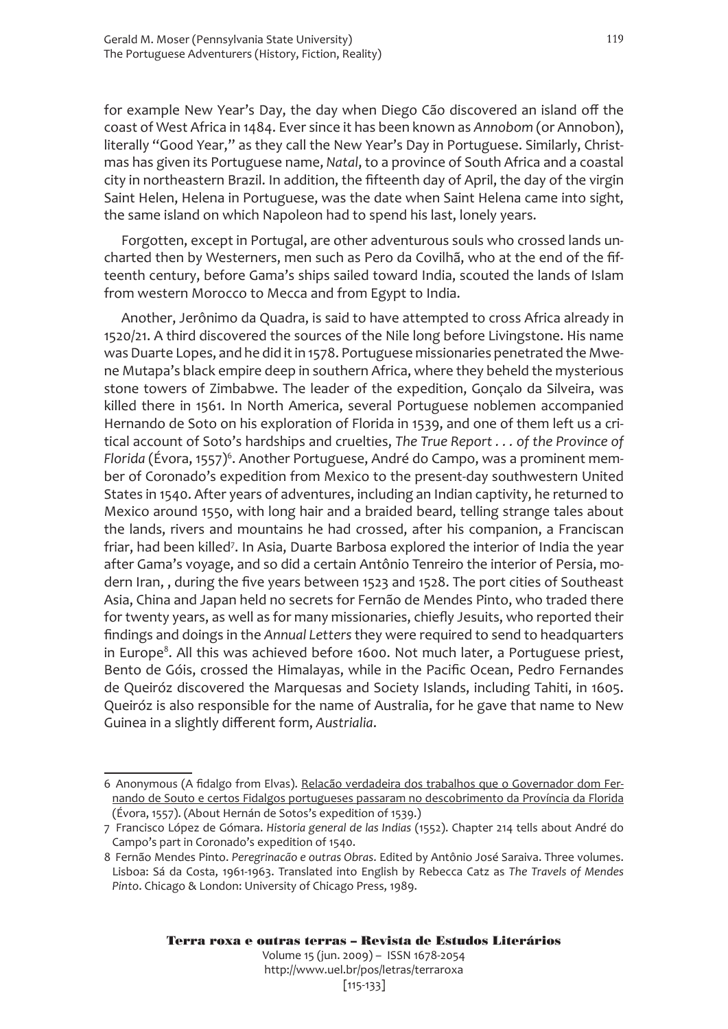for example New Year's Day, the day when Diego Cão discovered an island off the coast of West Africa in 1484. Ever since it has been known as *Annobom* (or Annobon), literally "Good Year," as they call the New Year's Day in Portuguese. Similarly, Christmas has given its Portuguese name, *Natal*, to a province of South Africa and a coastal city in northeastern Brazil. In addition, the fifteenth day of April, the day of the virgin Saint Helen, Helena in Portuguese, was the date when Saint Helena came into sight, the same island on which Napoleon had to spend his last, lonely years.

Forgotten, except in Portugal, are other adventurous souls who crossed lands uncharted then by Westerners, men such as Pero da Covilhã, who at the end of the fifteenth century, before Gama's ships sailed toward India, scouted the lands of Islam from western Morocco to Mecca and from Egypt to India.

Another, Jerônimo da Quadra, is said to have attempted to cross Africa already in 1520/21. A third discovered the sources of the Nile long before Livingstone. His name was Duarte Lopes, and he did it in 1578. Portuguese missionaries penetrated the Mwene Mutapa's black empire deep in southern Africa, where they beheld the mysterious stone towers of Zimbabwe. The leader of the expedition, Gonçalo da Silveira, was killed there in 1561. In North America, several Portuguese noblemen accompanied Hernando de Soto on his exploration of Florida in 1539, and one of them left us a critical account of Soto's hardships and cruelties, *The True Report . . . of the Province of Florida* (Évora, 1557)[6]. Another Portuguese, André do Campo, was a prominent member of Coronado's expedition from Mexico to the present-day southwestern United States in 1540. After years of adventures, including an Indian captivity, he returned to Mexico around 1550, with long hair and a braided beard, telling strange tales about the lands, rivers and mountains he had crossed, after his companion, a Franciscan friar, had been killed[7]. In Asia, Duarte Barbosa explored the interior of India the year after Gama's voyage, and so did a certain Antônio Tenreiro the interior of Persia, modern Iran, , during the five years between 1523 and 1528. The port cities of Southeast Asia, China and Japan held no secrets for Fernão de Mendes Pinto, who traded there for twenty years, as well as for many missionaries, chiefly Jesuits, who reported their findings and doings in the *Annual Letters* they were required to send to headquarters in Europe[8]. All this was achieved before 1600. Not much later, a Portuguese priest, Bento de Góis, crossed the Himalayas, while in the Pacific Ocean, Pedro Fernandes de Queiróz discovered the Marquesas and Society Islands, including Tahiti, in 1605. Queiróz is also responsible for the name of Australia, for he gave that name to New Guinea in a slightly different form, *Austrialia*.

---

6 Anonymous (A fidalgo from Elvas). Relacão verdadeira dos trabalhos que o Governador dom Fernando de Souto e certos Fidalgos portugueses passaram no descobrimento da Província da Florida (Évora, 1557). (About Hernán de Sotos's expedition of 1539.)

7 Francisco López de Gómara. *Historia general de las Indias* (1552). Chapter 214 tells about André do Campo's part in Coronado's expedition of 1540.

8 Fernão Mendes Pinto. *Peregrinacão e outras Obras*. Edited by Antônio José Saraiva. Three volumes. Lisboa: Sá da Costa, 1961-1963. Translated into English by Rebecca Catz as *The Travels of Mendes Pinto*. Chicago & London: University of Chicago Press, 1989.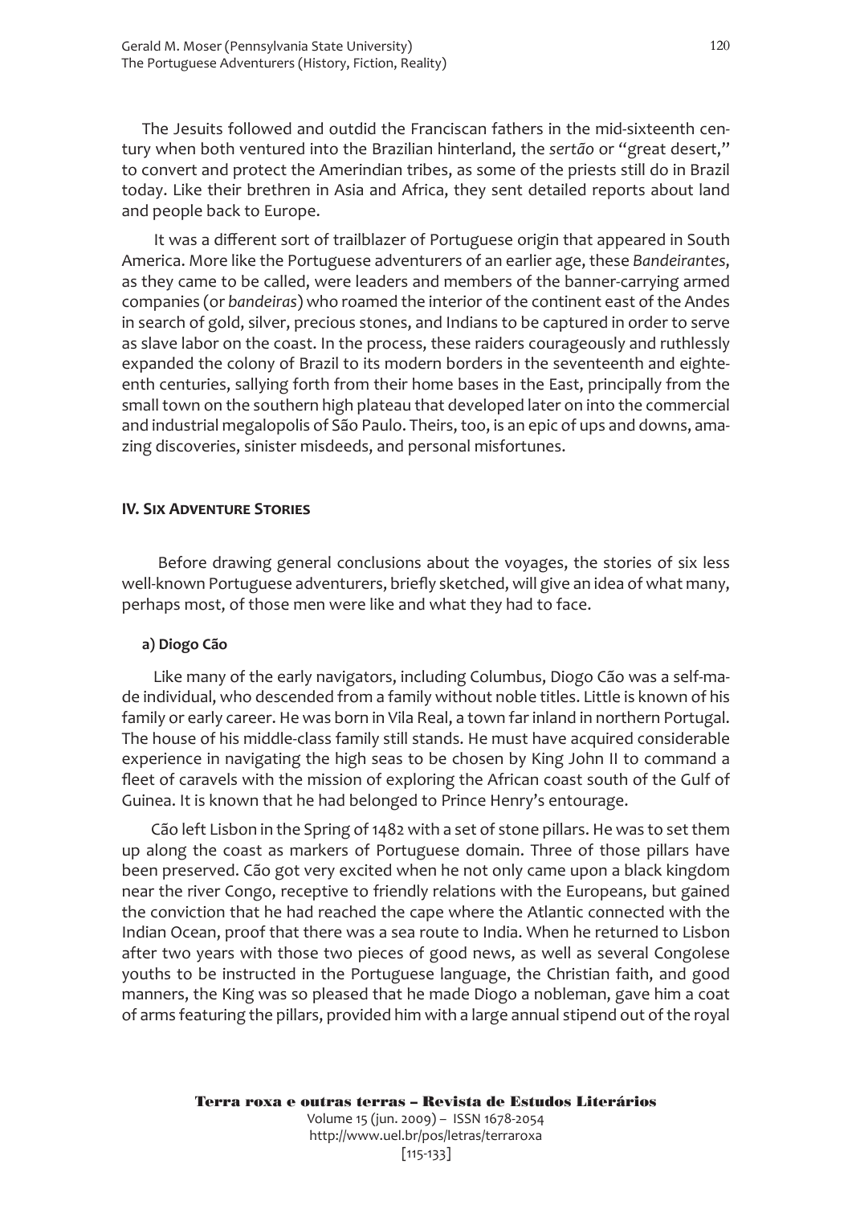The Jesuits followed and outdid the Franciscan fathers in the mid-sixteenth century when both ventured into the Brazilian hinterland, the *sertão* or "great desert," to convert and protect the Amerindian tribes, as some of the priests still do in Brazil today. Like their brethren in Asia and Africa, they sent detailed reports about land and people back to Europe.

It was a different sort of trailblazer of Portuguese origin that appeared in South America. More like the Portuguese adventurers of an earlier age, these *Bandeirantes*, as they came to be called, were leaders and members of the banner-carrying armed companies (or *bandeiras*) who roamed the interior of the continent east of the Andes in search of gold, silver, precious stones, and Indians to be captured in order to serve as slave labor on the coast. In the process, these raiders courageously and ruthlessly expanded the colony of Brazil to its modern borders in the seventeenth and eighteenth centuries, sallying forth from their home bases in the East, principally from the small town on the southern high plateau that developed later on into the commercial and industrial megalopolis of São Paulo. Theirs, too, is an epic of ups and downs, amazing discoveries, sinister misdeeds, and personal misfortunes.

## IV. Six Adventure Stories

Before drawing general conclusions about the voyages, the stories of six less well-known Portuguese adventurers, briefly sketched, will give an idea of what many, perhaps most, of those men were like and what they had to face.

### a) Diogo Cão

Like many of the early navigators, including Columbus, Diogo Cão was a self-made individual, who descended from a family without noble titles. Little is known of his family or early career. He was born in Vila Real, a town far inland in northern Portugal. The house of his middle-class family still stands. He must have acquired considerable experience in navigating the high seas to be chosen by King John II to command a fleet of caravels with the mission of exploring the African coast south of the Gulf of Guinea. It is known that he had belonged to Prince Henry's entourage.

Cão left Lisbon in the Spring of 1482 with a set of stone pillars. He was to set them up along the coast as markers of Portuguese domain. Three of those pillars have been preserved. Cão got very excited when he not only came upon a black kingdom near the river Congo, receptive to friendly relations with the Europeans, but gained the conviction that he had reached the cape where the Atlantic connected with the Indian Ocean, proof that there was a sea route to India. When he returned to Lisbon after two years with those two pieces of good news, as well as several Congolese youths to be instructed in the Portuguese language, the Christian faith, and good manners, the King was so pleased that he made Diogo a nobleman, gave him a coat of arms featuring the pillars, provided him with a large annual stipend out of the royal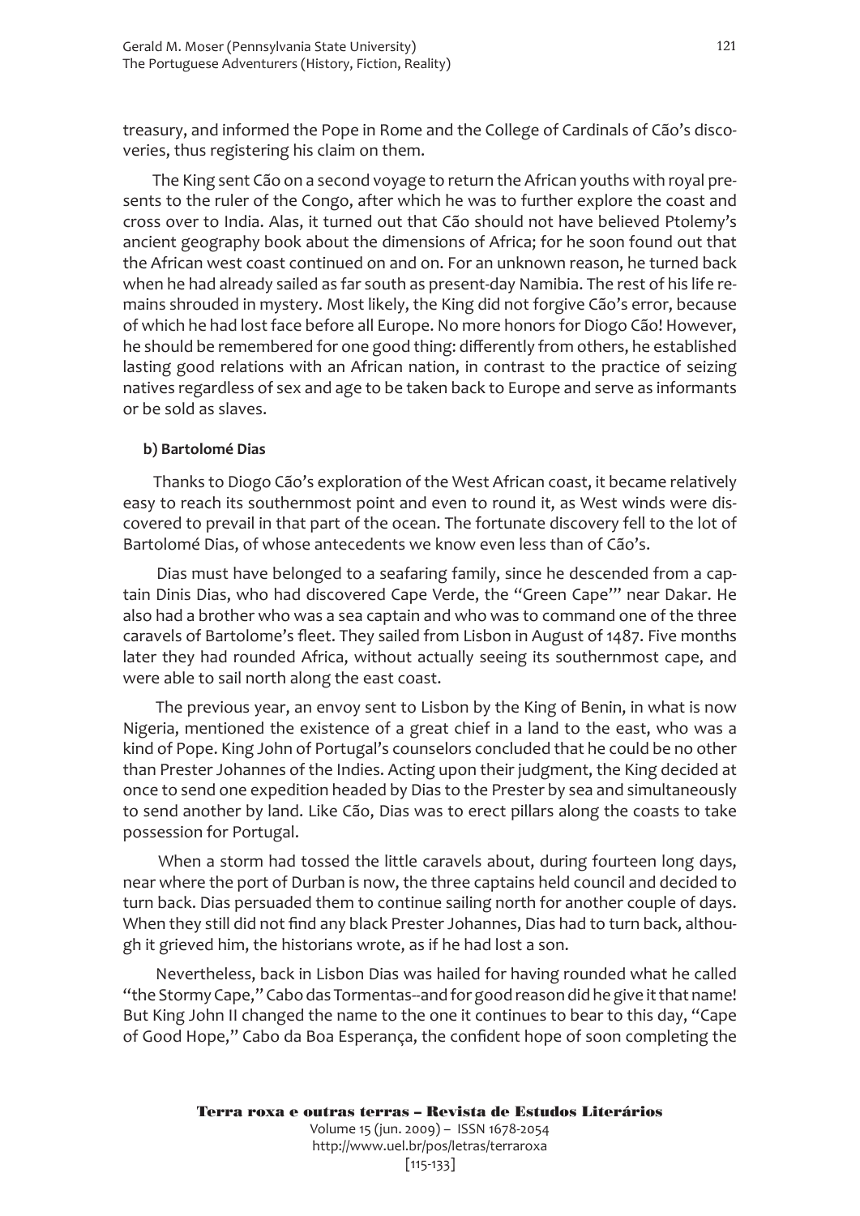treasury, and informed the Pope in Rome and the College of Cardinals of Cão's discoveries, thus registering his claim on them.

The King sent Cão on a second voyage to return the African youths with royal presents to the ruler of the Congo, after which he was to further explore the coast and cross over to India. Alas, it turned out that Cão should not have believed Ptolemy's ancient geography book about the dimensions of Africa; for he soon found out that the African west coast continued on and on. For an unknown reason, he turned back when he had already sailed as far south as present-day Namibia. The rest of his life remains shrouded in mystery. Most likely, the King did not forgive Cão's error, because of which he had lost face before all Europe. No more honors for Diogo Cão! However, he should be remembered for one good thing: differently from others, he established lasting good relations with an African nation, in contrast to the practice of seizing natives regardless of sex and age to be taken back to Europe and serve as informants or be sold as slaves.

**b) Bartolomé Dias**

Thanks to Diogo Cão's exploration of the West African coast, it became relatively easy to reach its southernmost point and even to round it, as West winds were discovered to prevail in that part of the ocean. The fortunate discovery fell to the lot of Bartolomé Dias, of whose antecedents we know even less than of Cão's.

Dias must have belonged to a seafaring family, since he descended from a captain Dinis Dias, who had discovered Cape Verde, the "Green Cape'" near Dakar. He also had a brother who was a sea captain and who was to command one of the three caravels of Bartolome's fleet. They sailed from Lisbon in August of 1487. Five months later they had rounded Africa, without actually seeing its southernmost cape, and were able to sail north along the east coast.

The previous year, an envoy sent to Lisbon by the King of Benin, in what is now Nigeria, mentioned the existence of a great chief in a land to the east, who was a kind of Pope. King John of Portugal's counselors concluded that he could be no other than Prester Johannes of the Indies. Acting upon their judgment, the King decided at once to send one expedition headed by Dias to the Prester by sea and simultaneously to send another by land. Like Cão, Dias was to erect pillars along the coasts to take possession for Portugal.

When a storm had tossed the little caravels about, during fourteen long days, near where the port of Durban is now, the three captains held council and decided to turn back. Dias persuaded them to continue sailing north for another couple of days. When they still did not find any black Prester Johannes, Dias had to turn back, although it grieved him, the historians wrote, as if he had lost a son.

Nevertheless, back in Lisbon Dias was hailed for having rounded what he called "the Stormy Cape," Cabo das Tormentas--and for good reason did he give it that name! But King John II changed the name to the one it continues to bear to this day, "Cape of Good Hope," Cabo da Boa Esperança, the confident hope of soon completing the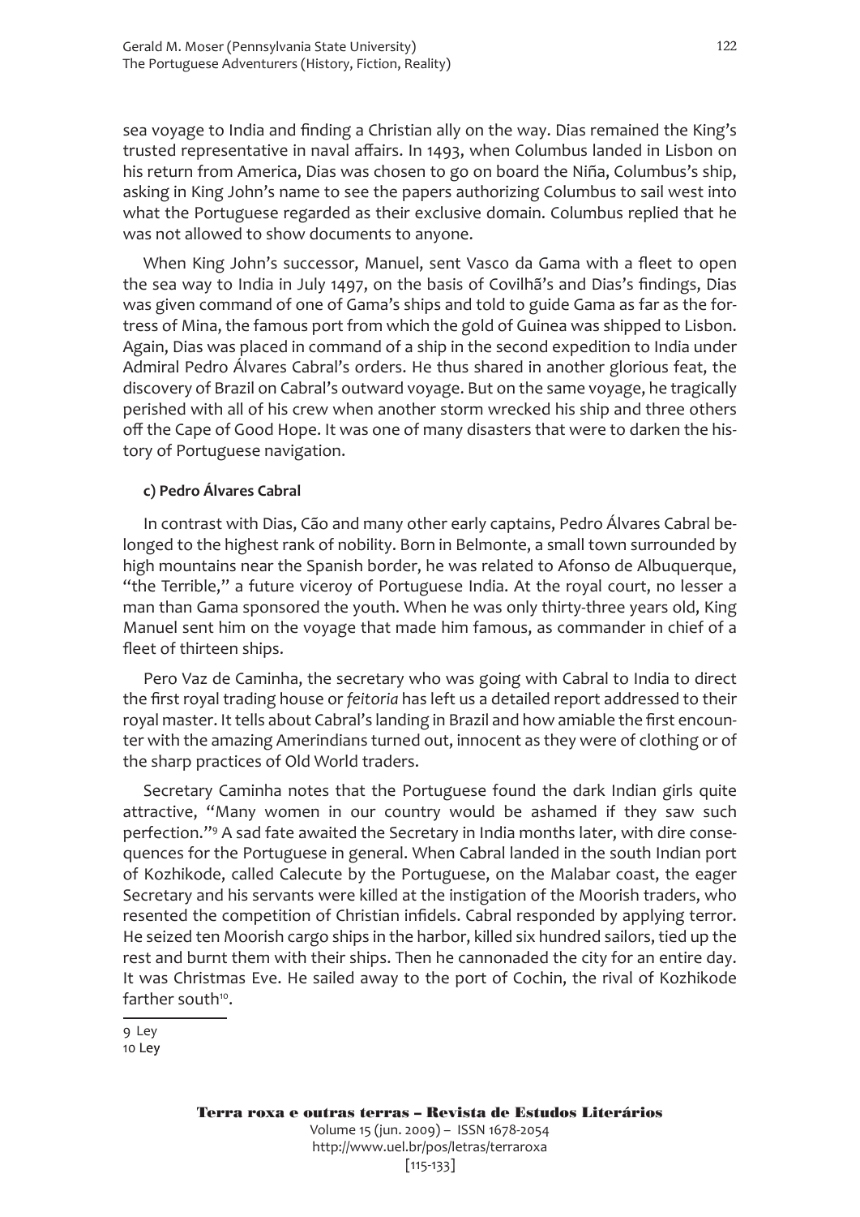sea voyage to India and finding a Christian ally on the way. Dias remained the King's trusted representative in naval affairs. In 1493, when Columbus landed in Lisbon on his return from America, Dias was chosen to go on board the Niña, Columbus's ship, asking in King John's name to see the papers authorizing Columbus to sail west into what the Portuguese regarded as their exclusive domain. Columbus replied that he was not allowed to show documents to anyone.

When King John's successor, Manuel, sent Vasco da Gama with a fleet to open the sea way to India in July 1497, on the basis of Covilhã's and Dias's findings, Dias was given command of one of Gama's ships and told to guide Gama as far as the fortress of Mina, the famous port from which the gold of Guinea was shipped to Lisbon. Again, Dias was placed in command of a ship in the second expedition to India under Admiral Pedro Álvares Cabral's orders. He thus shared in another glorious feat, the discovery of Brazil on Cabral's outward voyage. But on the same voyage, he tragically perished with all of his crew when another storm wrecked his ship and three others off the Cape of Good Hope. It was one of many disasters that were to darken the history of Portuguese navigation.

#### c) Pedro Álvares Cabral

In contrast with Dias, Cão and many other early captains, Pedro Álvares Cabral belonged to the highest rank of nobility. Born in Belmonte, a small town surrounded by high mountains near the Spanish border, he was related to Afonso de Albuquerque, "the Terrible," a future viceroy of Portuguese India. At the royal court, no lesser a man than Gama sponsored the youth. When he was only thirty-three years old, King Manuel sent him on the voyage that made him famous, as commander in chief of a fleet of thirteen ships.

Pero Vaz de Caminha, the secretary who was going with Cabral to India to direct the first royal trading house or *feitoria* has left us a detailed report addressed to their royal master. It tells about Cabral's landing in Brazil and how amiable the first encounter with the amazing Amerindians turned out, innocent as they were of clothing or of the sharp practices of Old World traders.

Secretary Caminha notes that the Portuguese found the dark Indian girls quite attractive, "Many women in our country would be ashamed if they saw such perfection."[9] A sad fate awaited the Secretary in India months later, with dire consequences for the Portuguese in general. When Cabral landed in the south Indian port of Kozhikode, called Calecute by the Portuguese, on the Malabar coast, the eager Secretary and his servants were killed at the instigation of the Moorish traders, who resented the competition of Christian infidels. Cabral responded by applying terror. He seized ten Moorish cargo ships in the harbor, killed six hundred sailors, tied up the rest and burnt them with their ships. Then he cannonaded the city for an entire day. It was Christmas Eve. He sailed away to the port of Cochin, the rival of Kozhikode farther south[10].

---

9 Ley
10 Ley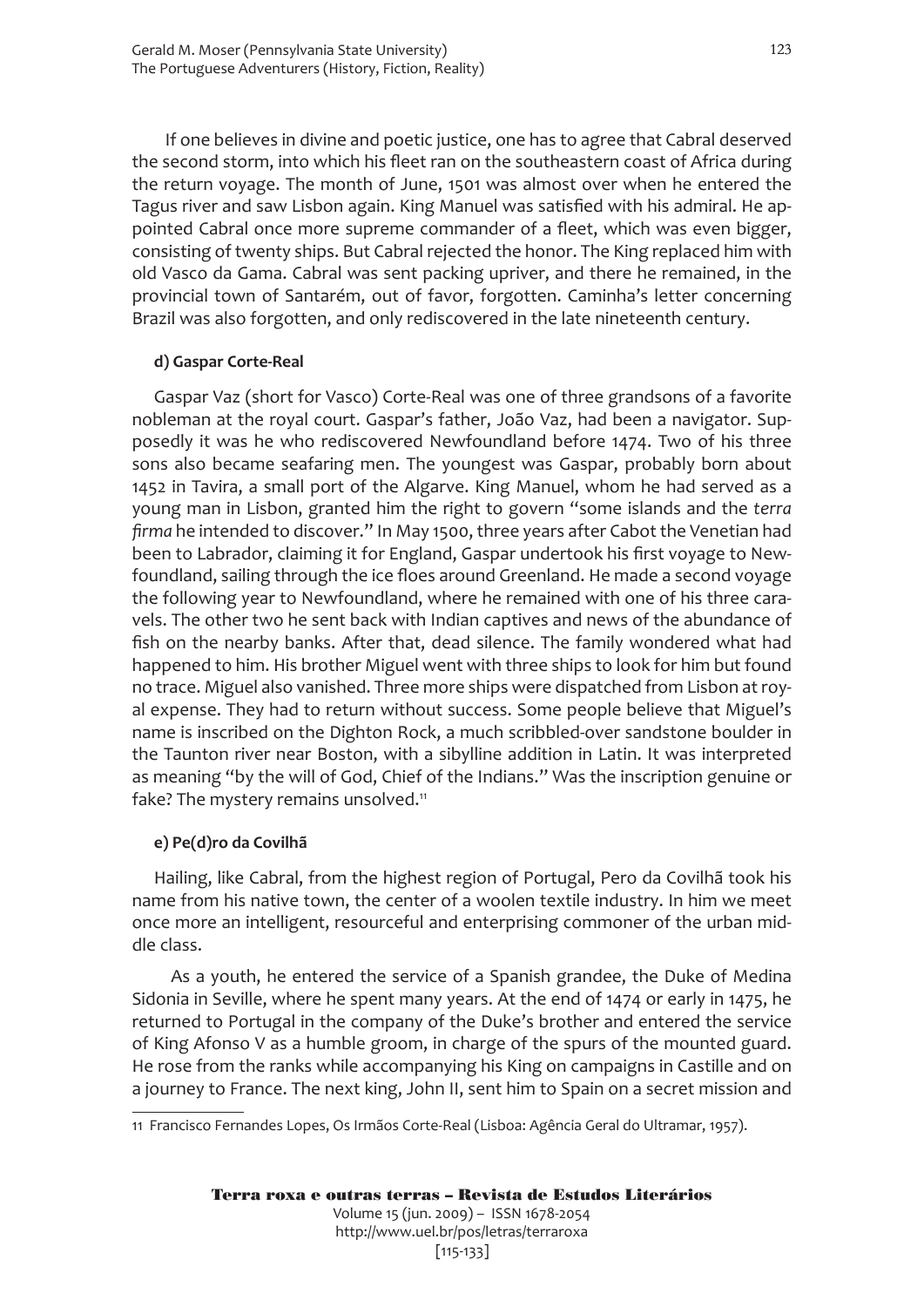If one believes in divine and poetic justice, one has to agree that Cabral deserved the second storm, into which his fleet ran on the southeastern coast of Africa during the return voyage. The month of June, 1501 was almost over when he entered the Tagus river and saw Lisbon again. King Manuel was satisfied with his admiral. He appointed Cabral once more supreme commander of a fleet, which was even bigger, consisting of twenty ships. But Cabral rejected the honor. The King replaced him with old Vasco da Gama. Cabral was sent packing upriver, and there he remained, in the provincial town of Santarém, out of favor, forgotten. Caminha's letter concerning Brazil was also forgotten, and only rediscovered in the late nineteenth century.

#### d) Gaspar Corte-Real

Gaspar Vaz (short for Vasco) Corte-Real was one of three grandsons of a favorite nobleman at the royal court. Gaspar's father, João Vaz, had been a navigator. Supposedly it was he who rediscovered Newfoundland before 1474. Two of his three sons also became seafaring men. The youngest was Gaspar, probably born about 1452 in Tavira, a small port of the Algarve. King Manuel, whom he had served as a young man in Lisbon, granted him the right to govern "some islands and the *terra firma* he intended to discover." In May 1500, three years after Cabot the Venetian had been to Labrador, claiming it for England, Gaspar undertook his first voyage to Newfoundland, sailing through the ice floes around Greenland. He made a second voyage the following year to Newfoundland, where he remained with one of his three caravels. The other two he sent back with Indian captives and news of the abundance of fish on the nearby banks. After that, dead silence. The family wondered what had happened to him. His brother Miguel went with three ships to look for him but found no trace. Miguel also vanished. Three more ships were dispatched from Lisbon at royal expense. They had to return without success. Some people believe that Miguel's name is inscribed on the Dighton Rock, a much scribbled-over sandstone boulder in the Taunton river near Boston, with a sibylline addition in Latin. It was interpreted as meaning "by the will of God, Chief of the Indians." Was the inscription genuine or fake? The mystery remains unsolved.[11]

#### e) Pe(d)ro da Covilhã

Hailing, like Cabral, from the highest region of Portugal, Pero da Covilhã took his name from his native town, the center of a woolen textile industry. In him we meet once more an intelligent, resourceful and enterprising commoner of the urban middle class.

As a youth, he entered the service of a Spanish grandee, the Duke of Medina Sidonia in Seville, where he spent many years. At the end of 1474 or early in 1475, he returned to Portugal in the company of the Duke's brother and entered the service of King Afonso V as a humble groom, in charge of the spurs of the mounted guard. He rose from the ranks while accompanying his King on campaigns in Castille and on a journey to France. The next king, John II, sent him to Spain on a secret mission and

---

11 Francisco Fernandes Lopes, Os Irmãos Corte-Real (Lisboa: Agência Geral do Ultramar, 1957).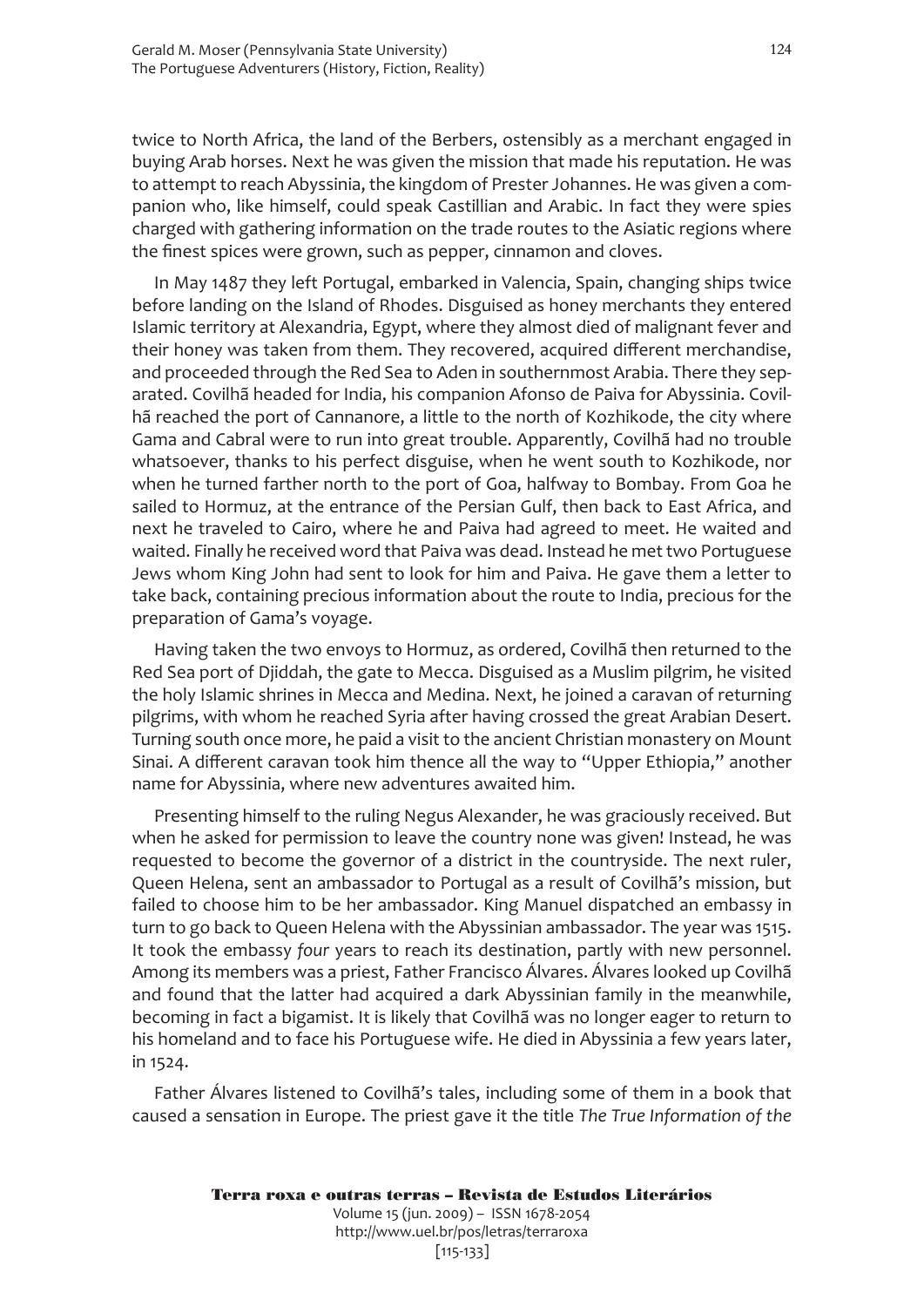twice to North Africa, the land of the Berbers, ostensibly as a merchant engaged in buying Arab horses. Next he was given the mission that made his reputation. He was to attempt to reach Abyssinia, the kingdom of Prester Johannes. He was given a companion who, like himself, could speak Castillian and Arabic. In fact they were spies charged with gathering information on the trade routes to the Asiatic regions where the finest spices were grown, such as pepper, cinnamon and cloves.

In May 1487 they left Portugal, embarked in Valencia, Spain, changing ships twice before landing on the Island of Rhodes. Disguised as honey merchants they entered Islamic territory at Alexandria, Egypt, where they almost died of malignant fever and their honey was taken from them. They recovered, acquired different merchandise, and proceeded through the Red Sea to Aden in southernmost Arabia. There they separated. Covilhã headed for India, his companion Afonso de Paiva for Abyssinia. Covilhã reached the port of Cannanore, a little to the north of Kozhikode, the city where Gama and Cabral were to run into great trouble. Apparently, Covilhã had no trouble whatsoever, thanks to his perfect disguise, when he went south to Kozhikode, nor when he turned farther north to the port of Goa, halfway to Bombay. From Goa he sailed to Hormuz, at the entrance of the Persian Gulf, then back to East Africa, and next he traveled to Cairo, where he and Paiva had agreed to meet. He waited and waited. Finally he received word that Paiva was dead. Instead he met two Portuguese Jews whom King John had sent to look for him and Paiva. He gave them a letter to take back, containing precious information about the route to India, precious for the preparation of Gama's voyage.

Having taken the two envoys to Hormuz, as ordered, Covilhã then returned to the Red Sea port of Djiddah, the gate to Mecca. Disguised as a Muslim pilgrim, he visited the holy Islamic shrines in Mecca and Medina. Next, he joined a caravan of returning pilgrims, with whom he reached Syria after having crossed the great Arabian Desert. Turning south once more, he paid a visit to the ancient Christian monastery on Mount Sinai. A different caravan took him thence all the way to "Upper Ethiopia," another name for Abyssinia, where new adventures awaited him.

Presenting himself to the ruling Negus Alexander, he was graciously received. But when he asked for permission to leave the country none was given! Instead, he was requested to become the governor of a district in the countryside. The next ruler, Queen Helena, sent an ambassador to Portugal as a result of Covilhã's mission, but failed to choose him to be her ambassador. King Manuel dispatched an embassy in turn to go back to Queen Helena with the Abyssinian ambassador. The year was 1515. It took the embassy *four* years to reach its destination, partly with new personnel. Among its members was a priest, Father Francisco Álvares. Álvares looked up Covilhã and found that the latter had acquired a dark Abyssinian family in the meanwhile, becoming in fact a bigamist. It is likely that Covilhã was no longer eager to return to his homeland and to face his Portuguese wife. He died in Abyssinia a few years later, in 1524.

Father Álvares listened to Covilhã's tales, including some of them in a book that caused a sensation in Europe. The priest gave it the title *The True Information of the*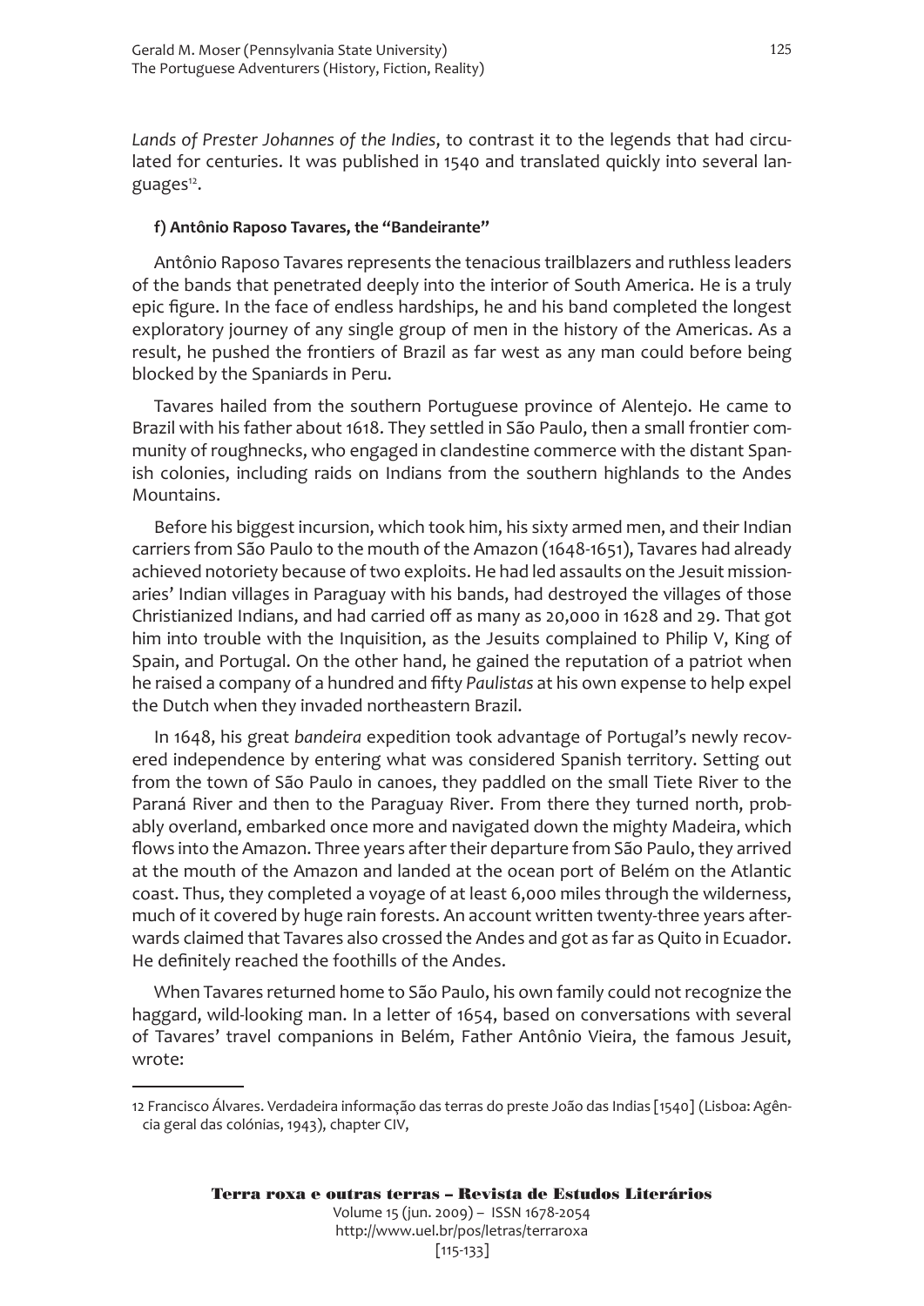*Lands of Prester Johannes of the Indies*, to contrast it to the legends that had circulated for centuries. It was published in 1540 and translated quickly into several languages[12].

#### f) Antônio Raposo Tavares, the "Bandeirante"

Antônio Raposo Tavares represents the tenacious trailblazers and ruthless leaders of the bands that penetrated deeply into the interior of South America. He is a truly epic figure. In the face of endless hardships, he and his band completed the longest exploratory journey of any single group of men in the history of the Americas. As a result, he pushed the frontiers of Brazil as far west as any man could before being blocked by the Spaniards in Peru.

Tavares hailed from the southern Portuguese province of Alentejo. He came to Brazil with his father about 1618. They settled in São Paulo, then a small frontier community of roughnecks, who engaged in clandestine commerce with the distant Spanish colonies, including raids on Indians from the southern highlands to the Andes Mountains.

Before his biggest incursion, which took him, his sixty armed men, and their Indian carriers from São Paulo to the mouth of the Amazon (1648-1651), Tavares had already achieved notoriety because of two exploits. He had led assaults on the Jesuit missionaries' Indian villages in Paraguay with his bands, had destroyed the villages of those Christianized Indians, and had carried off as many as 20,000 in 1628 and 29. That got him into trouble with the Inquisition, as the Jesuits complained to Philip V, King of Spain, and Portugal. On the other hand, he gained the reputation of a patriot when he raised a company of a hundred and fifty *Paulistas* at his own expense to help expel the Dutch when they invaded northeastern Brazil.

In 1648, his great *bandeira* expedition took advantage of Portugal's newly recovered independence by entering what was considered Spanish territory. Setting out from the town of São Paulo in canoes, they paddled on the small Tiete River to the Paraná River and then to the Paraguay River. From there they turned north, probably overland, embarked once more and navigated down the mighty Madeira, which flows into the Amazon. Three years after their departure from São Paulo, they arrived at the mouth of the Amazon and landed at the ocean port of Belém on the Atlantic coast. Thus, they completed a voyage of at least 6,000 miles through the wilderness, much of it covered by huge rain forests. An account written twenty-three years afterwards claimed that Tavares also crossed the Andes and got as far as Quito in Ecuador. He definitely reached the foothills of the Andes.

When Tavares returned home to São Paulo, his own family could not recognize the haggard, wild-looking man. In a letter of 1654, based on conversations with several of Tavares' travel companions in Belém, Father Antônio Vieira, the famous Jesuit, wrote:

---

12 Francisco Álvares. Verdadeira informação das terras do preste João das Indias [1540] (Lisboa: Agência geral das colónias, 1943), chapter CIV,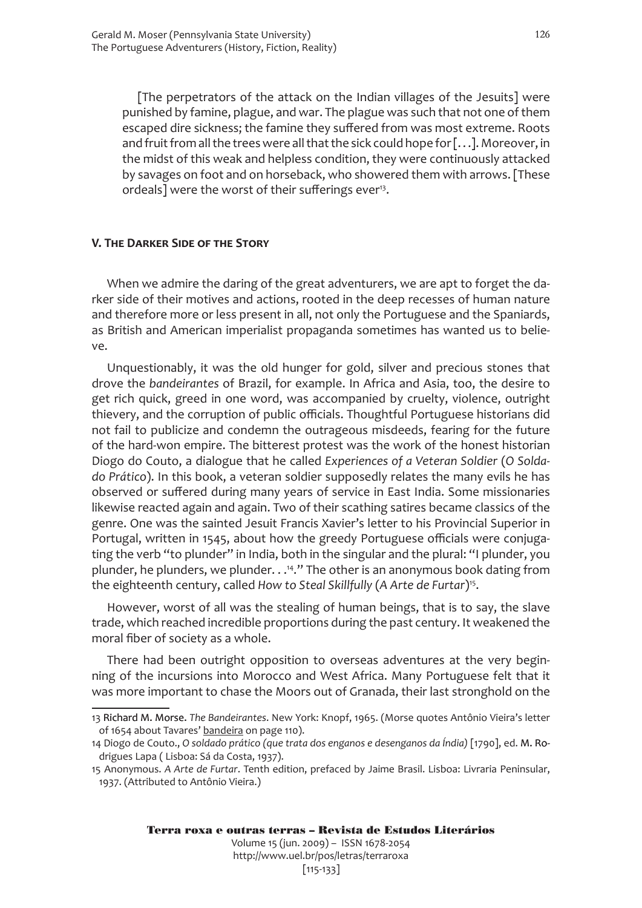> [The perpetrators of the attack on the Indian villages of the Jesuits] were punished by famine, plague, and war. The plague was such that not one of them escaped dire sickness; the famine they suffered from was most extreme. Roots and fruit from all the trees were all that the sick could hope for [. . .]. Moreover, in the midst of this weak and helpless condition, they were continuously attacked by savages on foot and on horseback, who showered them with arrows. [These ordeals] were the worst of their sufferings ever[13].

## V. The Darker Side of the Story

When we admire the daring of the great adventurers, we are apt to forget the darker side of their motives and actions, rooted in the deep recesses of human nature and therefore more or less present in all, not only the Portuguese and the Spaniards, as British and American imperialist propaganda sometimes has wanted us to believe.

Unquestionably, it was the old hunger for gold, silver and precious stones that drove the *bandeirantes* of Brazil, for example. In Africa and Asia, too, the desire to get rich quick, greed in one word, was accompanied by cruelty, violence, outright thievery, and the corruption of public officials. Thoughtful Portuguese historians did not fail to publicize and condemn the outrageous misdeeds, fearing for the future of the hard-won empire. The bitterest protest was the work of the honest historian Diogo do Couto, a dialogue that he called *Experiences of a Veteran Soldier* (*O Soldado Prático*). In this book, a veteran soldier supposedly relates the many evils he has observed or suffered during many years of service in East India. Some missionaries likewise reacted again and again. Two of their scathing satires became classics of the genre. One was the sainted Jesuit Francis Xavier's letter to his Provincial Superior in Portugal, written in 1545, about how the greedy Portuguese officials were conjugating the verb "to plunder" in India, both in the singular and the plural: "I plunder, you plunder, he plunders, we plunder. . .[14]." The other is an anonymous book dating from the eighteenth century, called *How to Steal Skillfully* (*A Arte de Furtar*)[15].

However, worst of all was the stealing of human beings, that is to say, the slave trade, which reached incredible proportions during the past century. It weakened the moral fiber of society as a whole.

There had been outright opposition to overseas adventures at the very beginning of the incursions into Morocco and West Africa. Many Portuguese felt that it was more important to chase the Moors out of Granada, their last stronghold on the

---

13 Richard M. Morse. *The Bandeirantes*. New York: Knopf, 1965. (Morse quotes Antônio Vieira's letter of 1654 about Tavares' bandeira on page 110).

14 Diogo de Couto., *O soldado prático (que trata dos enganos e desenganos da Índia)* [1790], ed. M. Rodrigues Lapa ( Lisboa: Sá da Costa, 1937).

15 Anonymous. *A Arte de Furtar*. Tenth edition, prefaced by Jaime Brasil. Lisboa: Livraria Peninsular, 1937. (Attributed to Antônio Vieira.)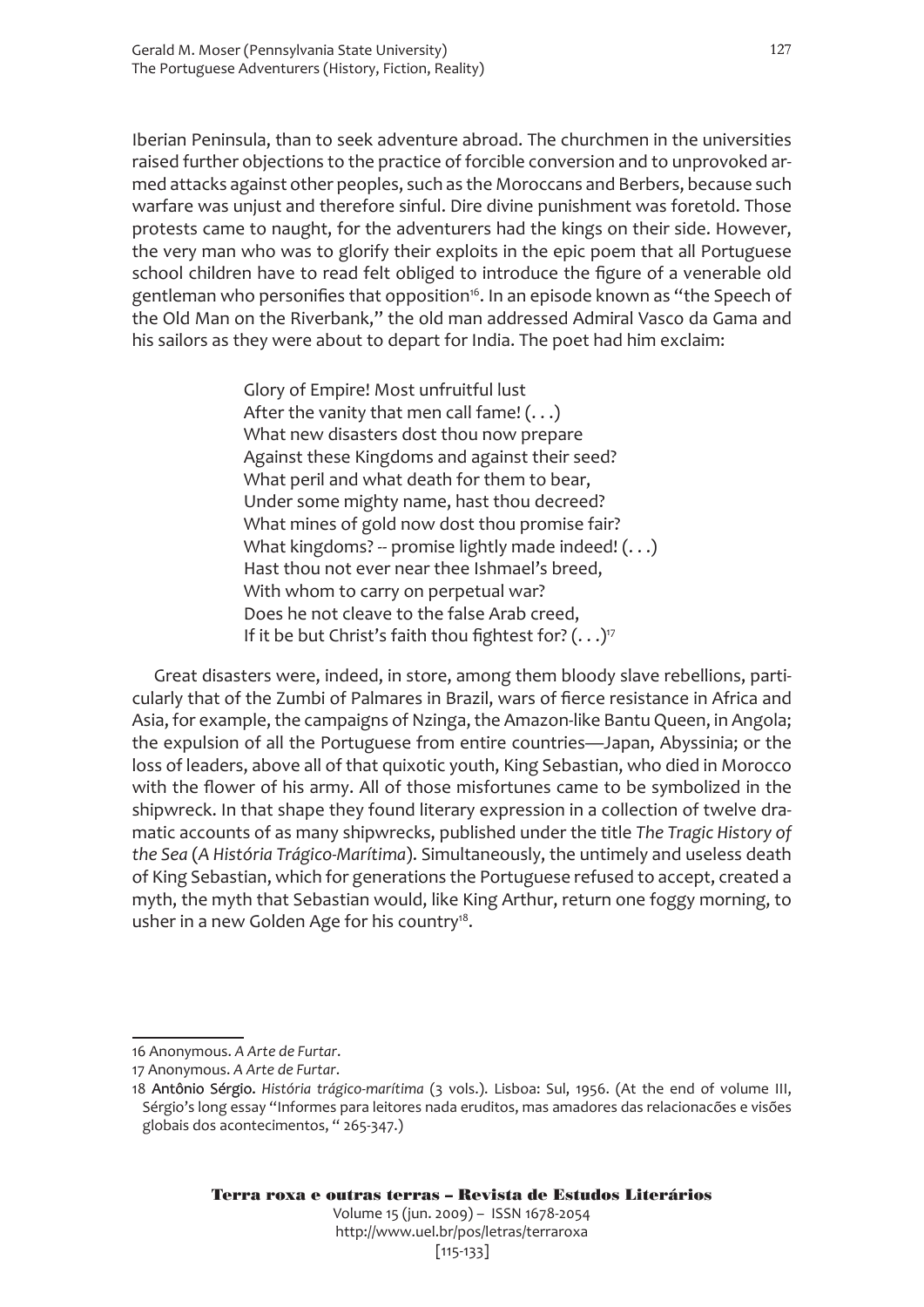Iberian Peninsula, than to seek adventure abroad. The churchmen in the universities raised further objections to the practice of forcible conversion and to unprovoked armed attacks against other peoples, such as the Moroccans and Berbers, because such warfare was unjust and therefore sinful. Dire divine punishment was foretold. Those protests came to naught, for the adventurers had the kings on their side. However, the very man who was to glorify their exploits in the epic poem that all Portuguese school children have to read felt obliged to introduce the figure of a venerable old gentleman who personifies that opposition[16]. In an episode known as "the Speech of the Old Man on the Riverbank," the old man addressed Admiral Vasco da Gama and his sailors as they were about to depart for India. The poet had him exclaim:

> Glory of Empire! Most unfruitful lust
> After the vanity that men call fame! (. . .)
> What new disasters dost thou now prepare
> Against these Kingdoms and against their seed?
> What peril and what death for them to bear,
> Under some mighty name, hast thou decreed?
> What mines of gold now dost thou promise fair?
> What kingdoms? -- promise lightly made indeed! (. . .)
> Hast thou not ever near thee Ishmael's breed,
> With whom to carry on perpetual war?
> Does he not cleave to the false Arab creed,
> If it be but Christ's faith thou fightest for? (. . .)[17]

Great disasters were, indeed, in store, among them bloody slave rebellions, particularly that of the Zumbi of Palmares in Brazil, wars of fierce resistance in Africa and Asia, for example, the campaigns of Nzinga, the Amazon-like Bantu Queen, in Angola; the expulsion of all the Portuguese from entire countries—Japan, Abyssinia; or the loss of leaders, above all of that quixotic youth, King Sebastian, who died in Morocco with the flower of his army. All of those misfortunes came to be symbolized in the shipwreck. In that shape they found literary expression in a collection of twelve dramatic accounts of as many shipwrecks, published under the title *The Tragic History of the Sea* (*A História Trágico-Marítima*). Simultaneously, the untimely and useless death of King Sebastian, which for generations the Portuguese refused to accept, created a myth, the myth that Sebastian would, like King Arthur, return one foggy morning, to usher in a new Golden Age for his country[18].

---

16 Anonymous. *A Arte de Furtar*.

17 Anonymous. *A Arte de Furtar*.

18 Antônio Sérgio. *História trágico-marítima* (3 vols.). Lisboa: Sul, 1956. (At the end of volume III, Sérgio's long essay "Informes para leitores nada eruditos, mas amadores das relacionacões e visões globais dos acontecimentos, " 265-347.)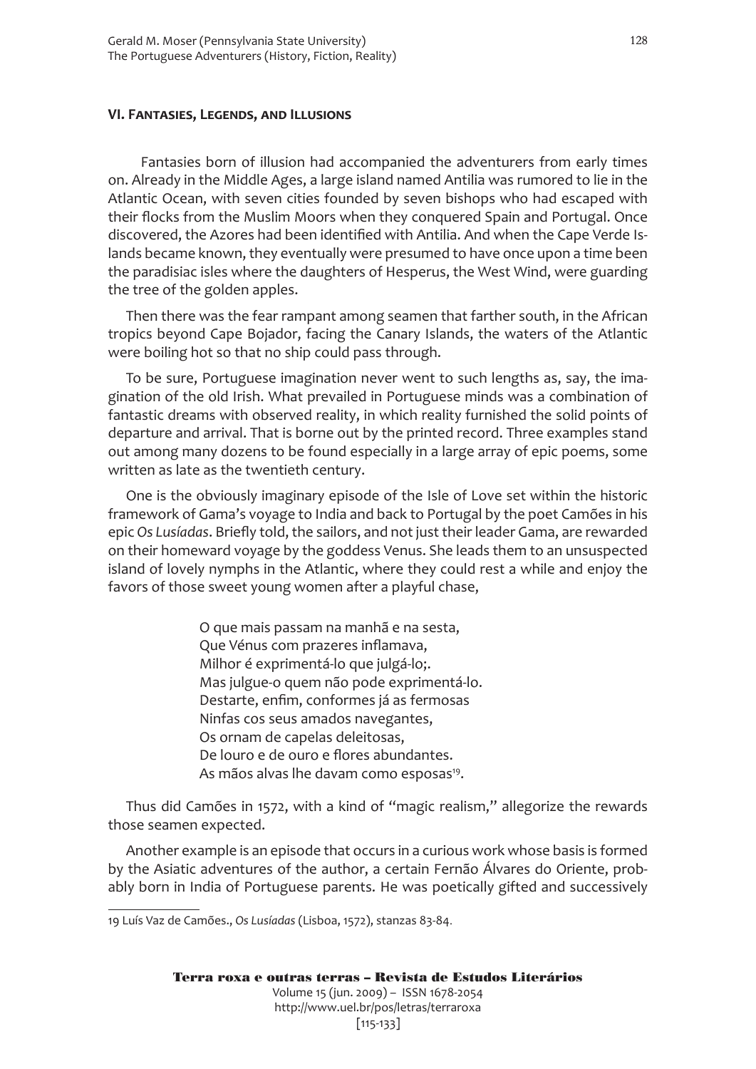### VI. Fantasies, Legends, and Illusions

Fantasies born of illusion had accompanied the adventurers from early times on. Already in the Middle Ages, a large island named Antilia was rumored to lie in the Atlantic Ocean, with seven cities founded by seven bishops who had escaped with their flocks from the Muslim Moors when they conquered Spain and Portugal. Once discovered, the Azores had been identified with Antilia. And when the Cape Verde Islands became known, they eventually were presumed to have once upon a time been the paradisiac isles where the daughters of Hesperus, the West Wind, were guarding the tree of the golden apples.

Then there was the fear rampant among seamen that farther south, in the African tropics beyond Cape Bojador, facing the Canary Islands, the waters of the Atlantic were boiling hot so that no ship could pass through.

To be sure, Portuguese imagination never went to such lengths as, say, the imagination of the old Irish. What prevailed in Portuguese minds was a combination of fantastic dreams with observed reality, in which reality furnished the solid points of departure and arrival. That is borne out by the printed record. Three examples stand out among many dozens to be found especially in a large array of epic poems, some written as late as the twentieth century.

One is the obviously imaginary episode of the Isle of Love set within the historic framework of Gama's voyage to India and back to Portugal by the poet Camões in his epic *Os Lusíadas*. Briefly told, the sailors, and not just their leader Gama, are rewarded on their homeward voyage by the goddess Venus. She leads them to an unsuspected island of lovely nymphs in the Atlantic, where they could rest a while and enjoy the favors of those sweet young women after a playful chase,

> O que mais passam na manhã e na sesta,
> Que Vénus com prazeres inflamava,
> Milhor é exprimentá-lo que julgá-lo;.
> Mas julgue-o quem não pode exprimentá-lo.
> Destarte, enfim, conformes já as fermosas
> Ninfas cos seus amados navegantes,
> Os ornam de capelas deleitosas,
> De louro e de ouro e flores abundantes.
> As mãos alvas lhe davam como esposas[19].

Thus did Camões in 1572, with a kind of "magic realism," allegorize the rewards those seamen expected.

Another example is an episode that occurs in a curious work whose basis is formed by the Asiatic adventures of the author, a certain Fernão Álvares do Oriente, probably born in India of Portuguese parents. He was poetically gifted and successively

---

19 Luís Vaz de Camões., *Os Lusíadas* (Lisboa, 1572), stanzas 83-84.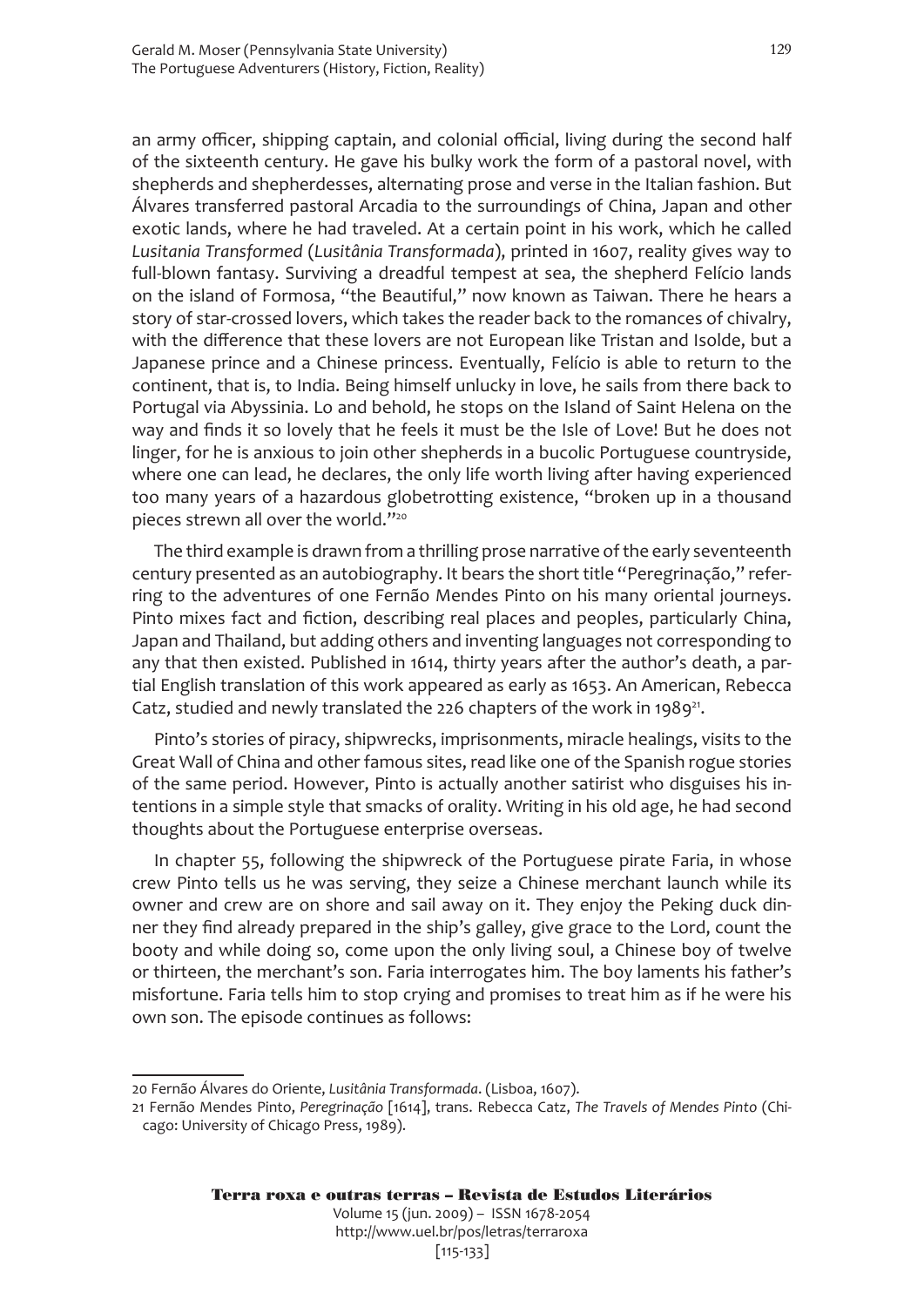an army officer, shipping captain, and colonial official, living during the second half of the sixteenth century. He gave his bulky work the form of a pastoral novel, with shepherds and shepherdesses, alternating prose and verse in the Italian fashion. But Álvares transferred pastoral Arcadia to the surroundings of China, Japan and other exotic lands, where he had traveled. At a certain point in his work, which he called *Lusitania Transformed* (*Lusitânia Transformada*), printed in 1607, reality gives way to full-blown fantasy. Surviving a dreadful tempest at sea, the shepherd Felício lands on the island of Formosa, "the Beautiful," now known as Taiwan. There he hears a story of star-crossed lovers, which takes the reader back to the romances of chivalry, with the difference that these lovers are not European like Tristan and Isolde, but a Japanese prince and a Chinese princess. Eventually, Felício is able to return to the continent, that is, to India. Being himself unlucky in love, he sails from there back to Portugal via Abyssinia. Lo and behold, he stops on the Island of Saint Helena on the way and finds it so lovely that he feels it must be the Isle of Love! But he does not linger, for he is anxious to join other shepherds in a bucolic Portuguese countryside, where one can lead, he declares, the only life worth living after having experienced too many years of a hazardous globetrotting existence, "broken up in a thousand pieces strewn all over the world."[20]

The third example is drawn from a thrilling prose narrative of the early seventeenth century presented as an autobiography. It bears the short title "Peregrinação," referring to the adventures of one Fernão Mendes Pinto on his many oriental journeys. Pinto mixes fact and fiction, describing real places and peoples, particularly China, Japan and Thailand, but adding others and inventing languages not corresponding to any that then existed. Published in 1614, thirty years after the author's death, a partial English translation of this work appeared as early as 1653. An American, Rebecca Catz, studied and newly translated the 226 chapters of the work in 1989[21].

Pinto's stories of piracy, shipwrecks, imprisonments, miracle healings, visits to the Great Wall of China and other famous sites, read like one of the Spanish rogue stories of the same period. However, Pinto is actually another satirist who disguises his intentions in a simple style that smacks of orality. Writing in his old age, he had second thoughts about the Portuguese enterprise overseas.

In chapter 55, following the shipwreck of the Portuguese pirate Faria, in whose crew Pinto tells us he was serving, they seize a Chinese merchant launch while its owner and crew are on shore and sail away on it. They enjoy the Peking duck dinner they find already prepared in the ship's galley, give grace to the Lord, count the booty and while doing so, come upon the only living soul, a Chinese boy of twelve or thirteen, the merchant's son. Faria interrogates him. The boy laments his father's misfortune. Faria tells him to stop crying and promises to treat him as if he were his own son. The episode continues as follows:

---

20 Fernão Álvares do Oriente, *Lusitânia Transformada*. (Lisboa, 1607).

21 Fernão Mendes Pinto, *Peregrinação* [1614], trans. Rebecca Catz, *The Travels of Mendes Pinto* (Chicago: University of Chicago Press, 1989).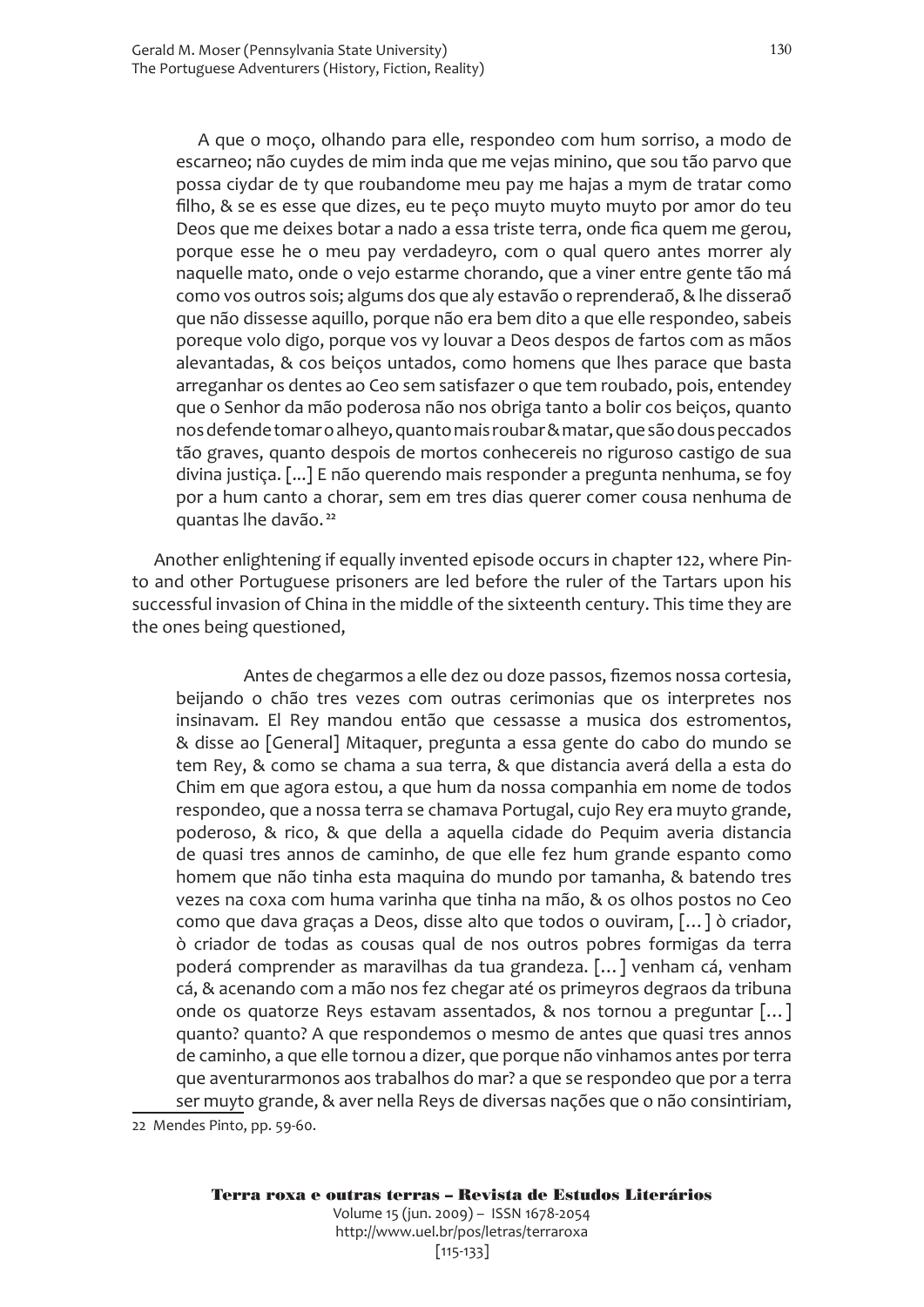> A que o moço, olhando para elle, respondeo com hum sorriso, a modo de escarneo; não cuydes de mim inda que me vejas minino, que sou tão parvo que possa ciydar de ty que roubandome meu pay me hajas a mym de tratar como filho, & se es esse que dizes, eu te peço muyto muyto muyto por amor do teu Deos que me deixes botar a nado a essa triste terra, onde fica quem me gerou, porque esse he o meu pay verdadeyro, com o qual quero antes morrer aly naquelle mato, onde o vejo estarme chorando, que a viner entre gente tão má como vos outros sois; algums dos que aly estavão o reprenderaõ, & lhe disseraõ que não dissesse aquillo, porque não era bem dito a que elle respondeo, sabeis poreque volo digo, porque vos vy louvar a Deos despos de fartos com as mãos alevantadas, & cos beiços untados, como homens que lhes parace que basta arreganhar os dentes ao Ceo sem satisfazer o que tem roubado, pois, entendey que o Senhor da mão poderosa não nos obriga tanto a bolir cos beiços, quanto nos defende tomar o alheyo, quanto mais roubar & matar, que são dous peccados tão graves, quanto despois de mortos conhecereis no riguroso castigo de sua divina justiça. [...] E não querendo mais responder a pregunta nenhuma, se foy por a hum canto a chorar, sem em tres dias querer comer cousa nenhuma de quantas lhe davão. [22]

Another enlightening if equally invented episode occurs in chapter 122, where Pinto and other Portuguese prisoners are led before the ruler of the Tartars upon his successful invasion of China in the middle of the sixteenth century. This time they are the ones being questioned,

> Antes de chegarmos a elle dez ou doze passos, fizemos nossa cortesia, beijando o chão tres vezes com outras cerimonias que os interpretes nos insinavam. El Rey mandou então que cessasse a musica dos estromentos, & disse ao [General] Mitaquer, pregunta a essa gente do cabo do mundo se tem Rey, & como se chama a sua terra, & que distancia averá della a esta do Chim em que agora estou, a que hum da nossa companhia em nome de todos respondeo, que a nossa terra se chamava Portugal, cujo Rey era muyto grande, poderoso, & rico, & que della a aquella cidade do Pequim averia distancia de quasi tres annos de caminho, de que elle fez hum grande espanto como homem que não tinha esta maquina do mundo por tamanha, & batendo tres vezes na coxa com huma varinha que tinha na mão, & os olhos postos no Ceo como que dava graças a Deos, disse alto que todos o ouviram, [...] ò criador, ò criador de todas as cousas qual de nos outros pobres formigas da terra poderá comprender as maravilhas da tua grandeza. [...] venham cá, venham cá, & acenando com a mão nos fez chegar até os primeyros degraos da tribuna onde os quatorze Reys estavam assentados, & nos tornou a preguntar [...] quanto? quanto? A que respondemos o mesmo de antes que quasi tres annos de caminho, a que elle tornou a dizer, que porque não vinhamos antes por terra que aventurarmonos aos trabalhos do mar? a que se respondeo que por a terra ser muyto grande, & aver nella Reys de diversas nações que o não consintiriam,

22 Mendes Pinto, pp. 59-60.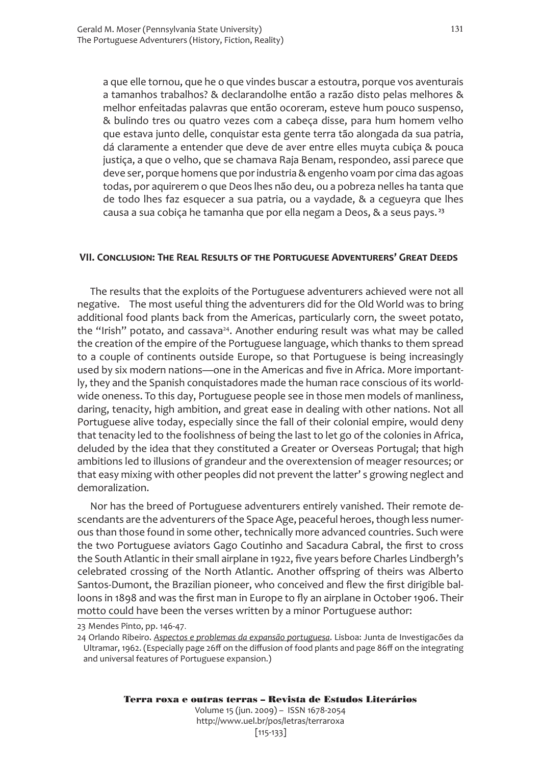a que elle tornou, que he o que vindes buscar a estoutra, porque vos aventurais a tamanhos trabalhos? & declarandolhe então a razão disto pelas melhores & melhor enfeitadas palavras que então ocoreram, esteve hum pouco suspenso, & bulindo tres ou quatro vezes com a cabeça disse, para hum homem velho que estava junto delle, conquistar esta gente terra tão alongada da sua patria, dá claramente a entender que deve de aver entre elles muyta cubiça & pouca justiça, a que o velho, que se chamava Raja Benam, respondeo, assi parece que deve ser, porque homens que por industria & engenho voam por cima das agoas todas, por aquirerem o que Deos lhes não deu, ou a pobreza nelles ha tanta que de todo lhes faz esquecer a sua patria, ou a vaydade, & a cegueyra que lhes causa a sua cobiça he tamanha que por ella negam a Deos, & a seus pays.[23]

## VII. Conclusion: The Real Results of the Portuguese Adventurers' Great Deeds

The results that the exploits of the Portuguese adventurers achieved were not all negative. The most useful thing the adventurers did for the Old World was to bring additional food plants back from the Americas, particularly corn, the sweet potato, the "Irish" potato, and cassava[24]. Another enduring result was what may be called the creation of the empire of the Portuguese language, which thanks to them spread to a couple of continents outside Europe, so that Portuguese is being increasingly used by six modern nations—one in the Americas and five in Africa. More importantly, they and the Spanish conquistadores made the human race conscious of its worldwide oneness. To this day, Portuguese people see in those men models of manliness, daring, tenacity, high ambition, and great ease in dealing with other nations. Not all Portuguese alive today, especially since the fall of their colonial empire, would deny that tenacity led to the foolishness of being the last to let go of the colonies in Africa, deluded by the idea that they constituted a Greater or Overseas Portugal; that high ambitions led to illusions of grandeur and the overextension of meager resources; or that easy mixing with other peoples did not prevent the latter' s growing neglect and demoralization.

Nor has the breed of Portuguese adventurers entirely vanished. Their remote descendants are the adventurers of the Space Age, peaceful heroes, though less numerous than those found in some other, technically more advanced countries. Such were the two Portuguese aviators Gago Coutinho and Sacadura Cabral, the first to cross the South Atlantic in their small airplane in 1922, five years before Charles Lindbergh's celebrated crossing of the North Atlantic. Another offspring of theirs was Alberto Santos-Dumont, the Brazilian pioneer, who conceived and flew the first dirigible balloons in 1898 and was the first man in Europe to fly an airplane in October 1906. Their motto could have been the verses written by a minor Portuguese author:

---

23 Mendes Pinto, pp. 146-47.

24 Orlando Ribeiro. *Aspectos e problemas da expansão portuguesa*. Lisboa: Junta de Investigacões da Ultramar, 1962. (Especially page 26ff on the diffusion of food plants and page 86ff on the integrating and universal features of Portuguese expansion.)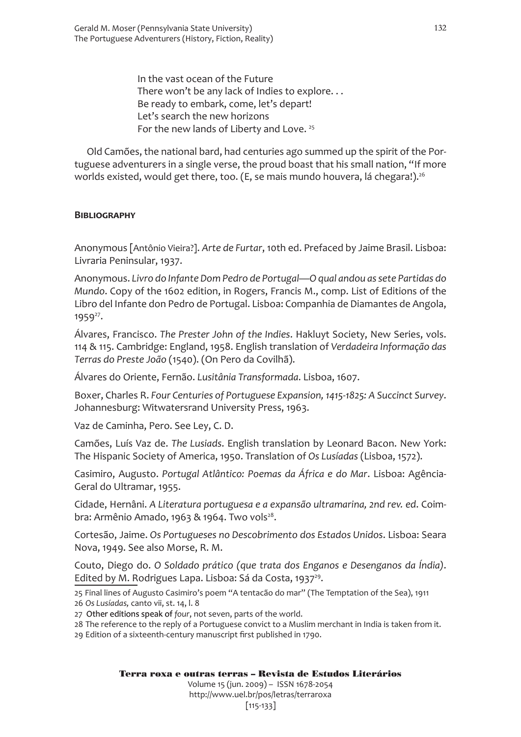In the vast ocean of the Future  
There won't be any lack of Indies to explore. . .  
Be ready to embark, come, let's depart!  
Let's search the new horizons  
For the new lands of Liberty and Love. [25]

Old Camões, the national bard, had centuries ago summed up the spirit of the Portuguese adventurers in a single verse, the proud boast that his small nation, "If more worlds existed, would get there, too. (E, se mais mundo houvera, lá chegara!).[26]

## Bibliography

Anonymous [Antônio Vieira?]. *Arte de Furtar*, 10th ed. Prefaced by Jaime Brasil. Lisboa: Livraria Peninsular, 1937.

Anonymous. *Livro do Infante Dom Pedro de Portugal—O qual andou as sete Partidas do Mundo*. Copy of the 1602 edition, in Rogers, Francis M., comp. List of Editions of the Libro del Infante don Pedro de Portugal. Lisboa: Companhia de Diamantes de Angola, 1959[27].

Álvares, Francisco. *The Prester John of the Indies*. Hakluyt Society, New Series, vols. 114 & 115. Cambridge: England, 1958. English translation of *Verdadeira Informação das Terras do Preste João* (1540). (On Pero da Covilhã).

Álvares do Oriente, Fernão. *Lusitânia Transformada*. Lisboa, 1607.

Boxer, Charles R. *Four Centuries of Portuguese Expansion, 1415-1825: A Succinct Survey*. Johannesburg: Witwatersrand University Press, 1963.

Vaz de Caminha, Pero. See Ley, C. D.

Camões, Luís Vaz de. *The Lusiads*. English translation by Leonard Bacon. New York: The Hispanic Society of America, 1950. Translation of *Os Lusíadas* (Lisboa, 1572).

Casimiro, Augusto. *Portugal Atlântico: Poemas da África e do Mar*. Lisboa: Agência-Geral do Ultramar, 1955.

Cidade, Hernâni. *A Literatura portuguesa e a expansão ultramarina, 2nd rev. ed*. Coimbra: Armênio Amado, 1963 & 1964. Two vols[28].

Cortesão, Jaime. *Os Portugueses no Descobrimento dos Estados Unidos*. Lisboa: Seara Nova, 1949. See also Morse, R. M.

Couto, Diego do. *O Soldado prático (que trata dos Enganos e Desenganos da Índia)*. Edited by M. Rodrigues Lapa. Lisboa: Sá da Costa, 1937[29].

---

25 Final lines of Augusto Casimiro's poem "A tentacão do mar" (The Temptation of the Sea), 1911

26 *Os Lusíadas,* canto vii, st. 14, l. 8

27 Other editions speak of *four*, not seven, parts of the world.

28 The reference to the reply of a Portuguese convict to a Muslim merchant in India is taken from it.

29 Edition of a sixteenth-century manuscript first published in 1790.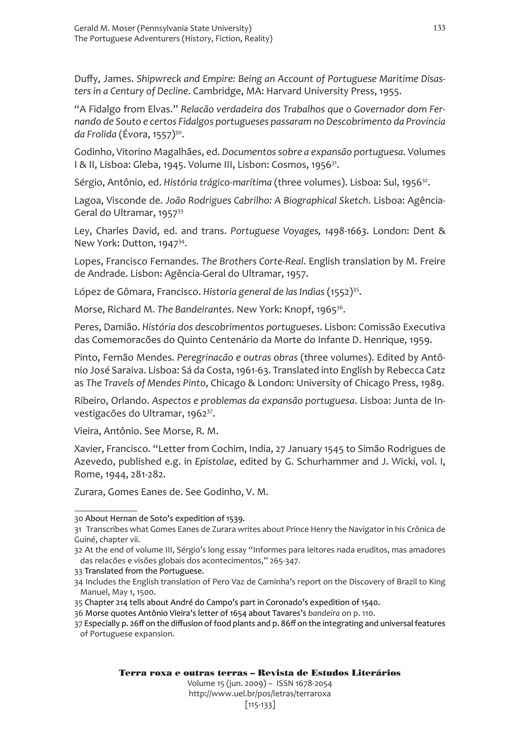Duffy, James. *Shipwreck and Empire: Being an Account of Portuguese Maritime Disasters in a Century of Decline*. Cambridge, MA: Harvard University Press, 1955.

"A Fidalgo from Elvas." *Relacão verdadeira dos Trabalhos que o Governador dom Fernando de Souto e certos Fidalgos portugueses passaram no Descobrimento da Província da Frolida* (Évora, 1557)[30].

Godinho, Vitorino Magalhães, ed. *Documentos sobre a expansão portuguesa*. Volumes I & II, Lisboa: Gleba, 1945. Volume III, Lisbon: Cosmos, 1956[31].

Sérgio, Antônio, ed. *História trágico-marítima* (three volumes). Lisboa: Sul, 1956[32].

Lagoa, Visconde de. *João Rodrigues Cabrilho: A Biographical Sketch*. Lisboa: Agência-Geral do Ultramar, 1957[33]

Ley, Charles David, ed. and trans. *Portuguese Voyages, 1498-1663*. London: Dent & New York: Dutton, 1947[34].

Lopes, Francisco Fernandes. *The Brothers Corte-Real*. English translation by M. Freire de Andrade. Lisbon: Agência-Geral do Ultramar, 1957.

López de Gômara, Francisco. *Historia general de las Indias* (1552)[35].

Morse, Richard M. *The Bandeirantes*. New York: Knopf, 1965[36].

Peres, Damião. *História dos descobrimentos portugueses*. Lisbon: Comissão Executiva das Comemoracões do Quinto Centenário da Morte do Infante D. Henrique, 1959.

Pinto, Fernão Mendes. *Peregrinacão e outras obras* (three volumes). Edited by Antônio José Saraiva. Lisboa: Sá da Costa, 1961-63. Translated into English by Rebecca Catz as *The Travels of Mendes Pinto*, Chicago & London: University of Chicago Press, 1989.

Ribeiro, Orlando. *Aspectos e problemas da expansão portuguesa*. Lisboa: Junta de Investigacões do Ultramar, 1962[37].

Vieira, Antônio. See Morse, R. M.

Xavier, Francisco. "Letter from Cochim, India, 27 January 1545 to Simão Rodrigues de Azevedo, published e.g. in *Epistolae*, edited by G. Schurhammer and J. Wicki, vol. I, Rome, 1944, 281-282.

Zurara, Gomes Eanes de. See Godinho, V. M.

---

30 About Hernan de Soto's expedition of 1539.

31 Transcribes what Gomes Eanes de Zurara writes about Prince Henry the Navigator in his Crônica de Guiné, chapter vii.

32 At the end of volume III, Sérgio's long essay "Informes para leitores nada eruditos, mas amadores das relações e visões globais dos acontecimentos," 265-347.

33 Translated from the Portuguese.

34 Includes the English translation of Pero Vaz de Caminha's report on the Discovery of Brazil to King Manuel, May 1, 1500.

35 Chapter 214 tells about André do Campo's part in Coronado's expedition of 1540.

36 Morse quotes Antônio Vieira's letter of 1654 about Tavares's *bandeira* on p. 110.

37 Especially p. 26ff on the diffusion of food plants and p. 86ff on the integrating and universal features of Portuguese expansion.